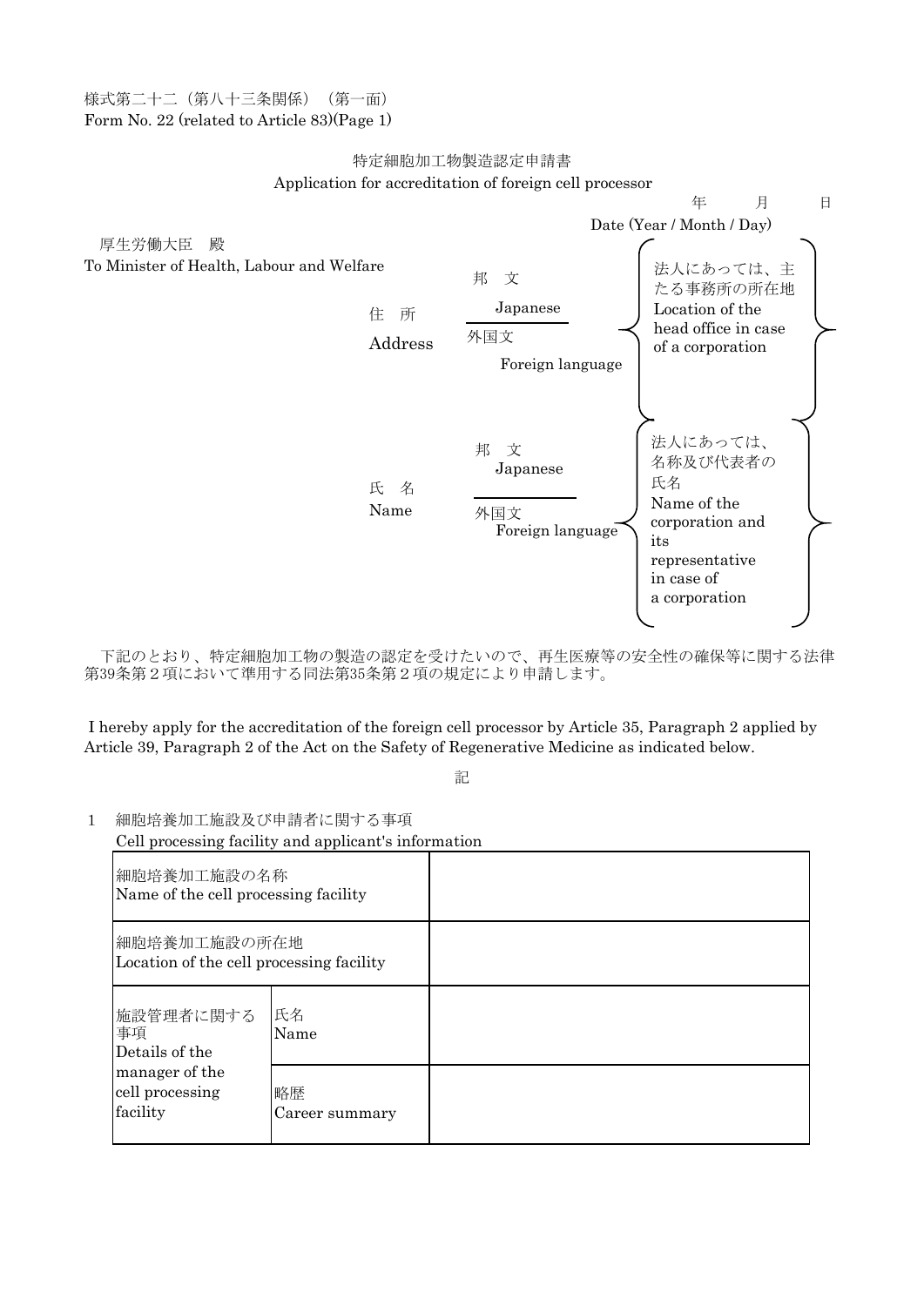様式第二十二（第八十三条関係）（第一面）
Form No. 22 (related to Article 83)(Page 1)

# 特定細胞加工物製造認定申請書
# Application for accreditation of foreign cell processor

年　　月　　日
Date (Year / Month / Day)

厚生労働大臣　殿
To Minister of Health, Labour and Welfare

住　所 Address
- 邦　文 Japanese
- 外国文 Foreign language

（法人にあっては、主たる事務所の所在地 Location of the head office in case of a corporation）

氏　名 Name
- 邦　文 Japanese
- 外国文 Foreign language

（法人にあっては、名称及び代表者の氏名 Name of the corporation and its representative in case of a corporation）

下記のとおり、特定細胞加工物の製造の認定を受けたいので、再生医療等の安全性の確保等に関する法律第39条第２項において準用する同法第35条第２項の規定により申請します。

I hereby apply for the accreditation of the foreign cell processor by Article 35, Paragraph 2 applied by Article 39, Paragraph 2 of the Act on the Safety of Regenerative Medicine as indicated below.

記

1　細胞培養加工施設及び申請者に関する事項
Cell processing facility and applicant's information

| | | |
|---|---|---|
| 細胞培養加工施設の名称 Name of the cell processing facility | | |
| 細胞培養加工施設の所在地 Location of the cell processing facility | | |
| 施設管理者に関する事項 Details of the manager of the cell processing facility | 氏名 Name | |
| | 略歴 Career summary | |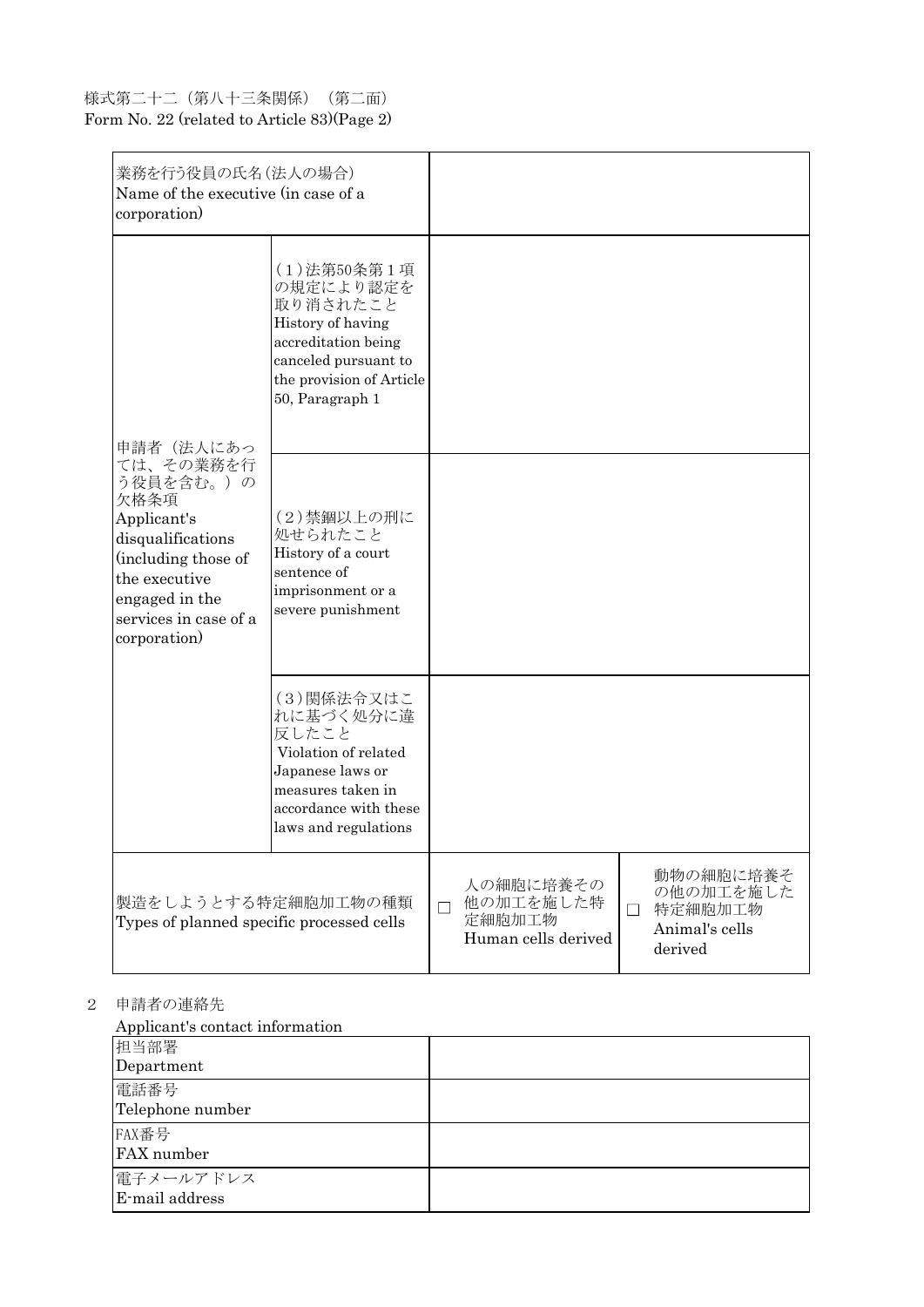様式第二十二（第八十三条関係）（第二面）
Form No. 22 (related to Article 83)(Page 2)

| | | | |
|---|---|---|---|
| 業務を行う役員の氏名（法人の場合）<br>Name of the executive (in case of a corporation) | | | |
| 申請者（法人にあっては、その業務を行う役員を含む。）の欠格条項<br>Applicant's disqualifications (including those of the executive engaged in the services in case of a corporation) | (1)法第50条第1項の規定により認定を取り消されたこと<br>History of having accreditation being canceled pursuant to the provision of Article 50, Paragraph 1 | | |
| | (2)禁錮以上の刑に処せられたこと<br>History of a court sentence of imprisonment or a severe punishment | | |
| | (3)関係法令又はこれに基づく処分に違反したこと<br>Violation of related Japanese laws or measures taken in accordance with these laws and regulations | | |
| 製造をしようとする特定細胞加工物の種類<br>Types of planned specific processed cells | | □ 人の細胞に培養その他の加工を施した特定細胞加工物<br>Human cells derived | □ 動物の細胞に培養その他の加工を施した特定細胞加工物<br>Animal's cells derived |

2　申請者の連絡先

Applicant's contact information

| | |
|---|---|
| 担当部署<br>Department | |
| 電話番号<br>Telephone number | |
| FAX番号<br>FAX number | |
| 電子メールアドレス<br>E-mail address | |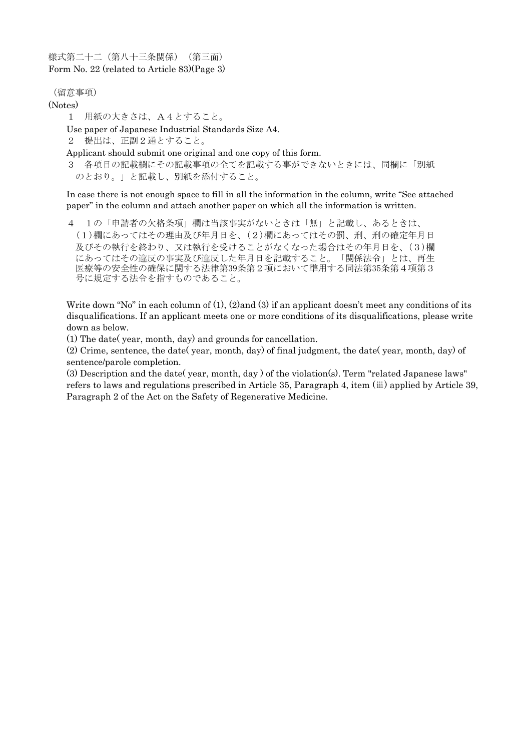様式第二十二（第八十三条関係）（第三面）
Form No. 22 (related to Article 83)(Page 3)

（留意事項）
(Notes)

１　用紙の大きさは、Ａ４とすること。

Use paper of Japanese Industrial Standards Size A4.

２　提出は、正副２通とすること。

Applicant should submit one original and one copy of this form.

３　各項目の記載欄にその記載事項の全てを記載する事ができないときには、同欄に「別紙のとおり。」と記載し、別紙を添付すること。

In case there is not enough space to fill in all the information in the column, write “See attached paper” in the column and attach another paper on which all the information is written.

４　１の「申請者の欠格条項」欄は当該事実がないときは「無」と記載し、あるときは、（１）欄にあってはその理由及び年月日を、（２）欄にあってはその罰、刑、刑の確定年月日及びその執行を終わり、又は執行を受けることがなくなった場合はその年月日を、（３）欄にあってはその違反の事実及び違反した年月日を記載すること。「関係法令」とは、再生医療等の安全性の確保に関する法律第39条第２項において準用する同法第35条第４項第３号に規定する法令を指すものであること。

Write down “No” in each column of (1), (2)and (3) if an applicant doesn’t meet any conditions of its disqualifications. If an applicant meets one or more conditions of its disqualifications, please write down as below.

(1) The date( year, month, day) and grounds for cancellation.

(2) Crime, sentence, the date( year, month, day) of final judgment, the date( year, month, day) of sentence/parole completion.

(3) Description and the date( year, month, day ) of the violation(s). Term "related Japanese laws" refers to laws and regulations prescribed in Article 35, Paragraph 4, item (ⅲ) applied by Article 39, Paragraph 2 of the Act on the Safety of Regenerative Medicine.